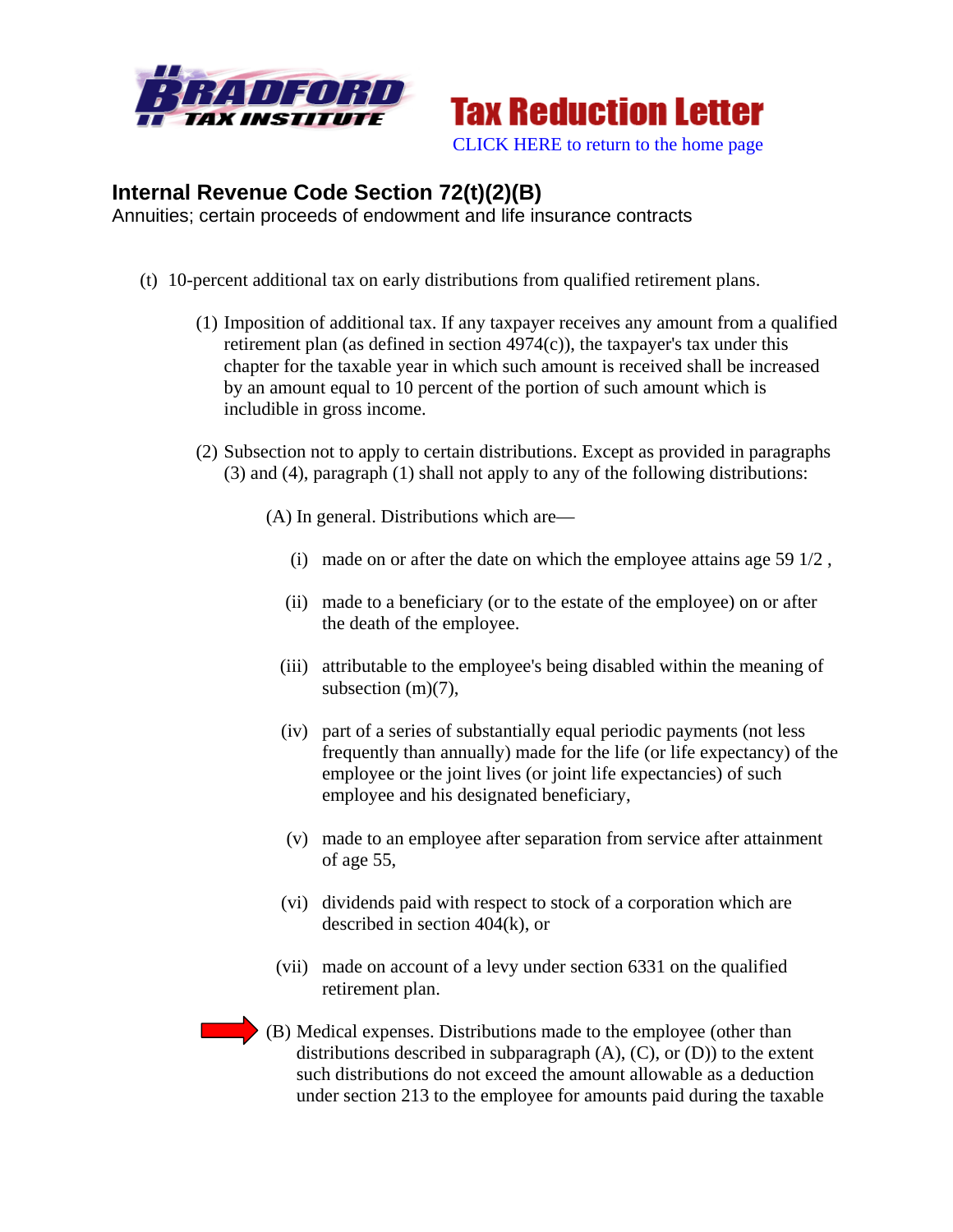**BRADFORD TAX INSTITUTE**

# Tax Reduction Letter

CLICK HERE to return to the home page

## Internal Revenue Code Section 72(t)(2)(B)

Annuities; certain proceeds of endowment and life insurance contracts

(t) 10-percent additional tax on early distributions from qualified retirement plans.

(1) Imposition of additional tax. If any taxpayer receives any amount from a qualified retirement plan (as defined in section 4974(c)), the taxpayer's tax under this chapter for the taxable year in which such amount is received shall be increased by an amount equal to 10 percent of the portion of such amount which is includible in gross income.

(2) Subsection not to apply to certain distributions. Except as provided in paragraphs (3) and (4), paragraph (1) shall not apply to any of the following distributions:

(A) In general. Distributions which are—

(i) made on or after the date on which the employee attains age 59 1/2 ,

(ii) made to a beneficiary (or to the estate of the employee) on or after the death of the employee.

(iii) attributable to the employee's being disabled within the meaning of subsection (m)(7),

(iv) part of a series of substantially equal periodic payments (not less frequently than annually) made for the life (or life expectancy) of the employee or the joint lives (or joint life expectancies) of such employee and his designated beneficiary,

(v) made to an employee after separation from service after attainment of age 55,

(vi) dividends paid with respect to stock of a corporation which are described in section 404(k), or

(vii) made on account of a levy under section 6331 on the qualified retirement plan.

(B) Medical expenses. Distributions made to the employee (other than distributions described in subparagraph (A), (C), or (D)) to the extent such distributions do not exceed the amount allowable as a deduction under section 213 to the employee for amounts paid during the taxable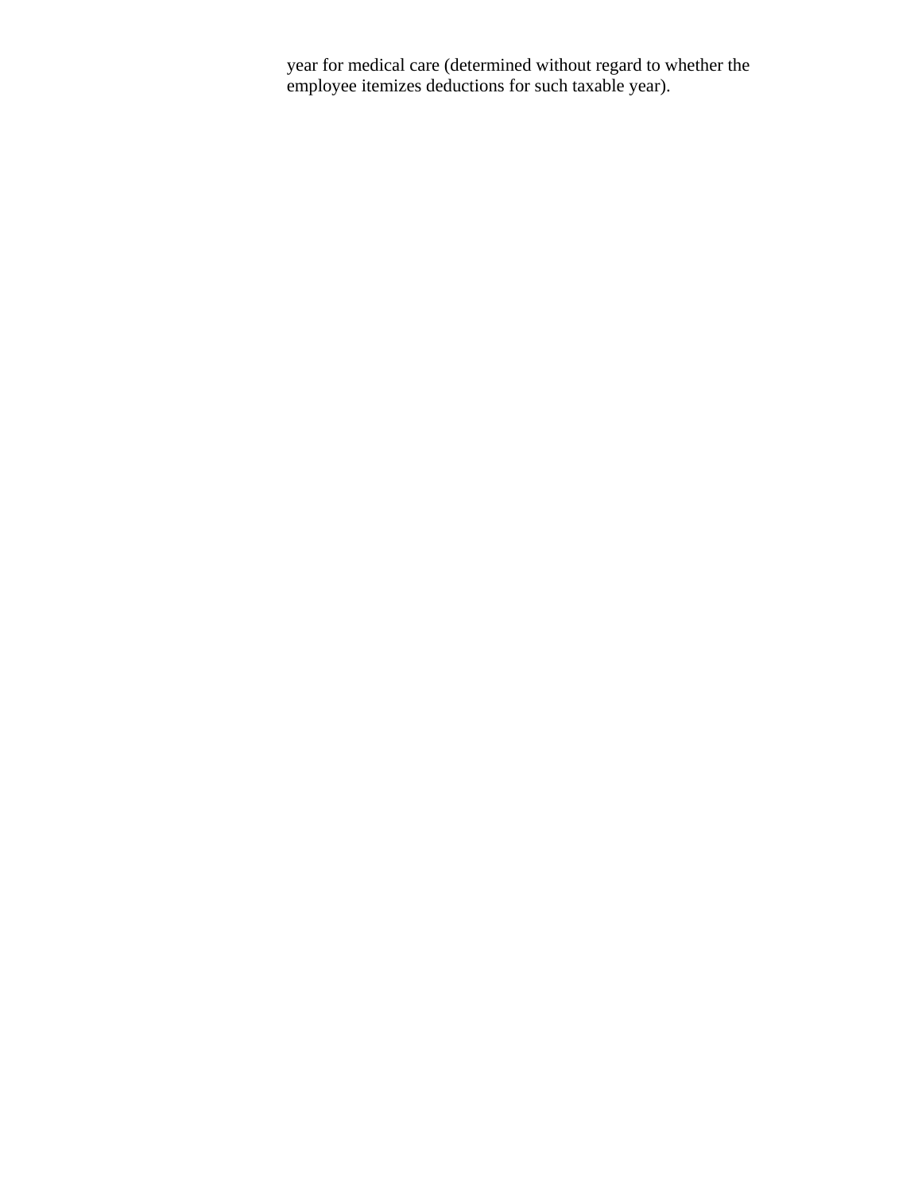year for medical care (determined without regard to whether the employee itemizes deductions for such taxable year).